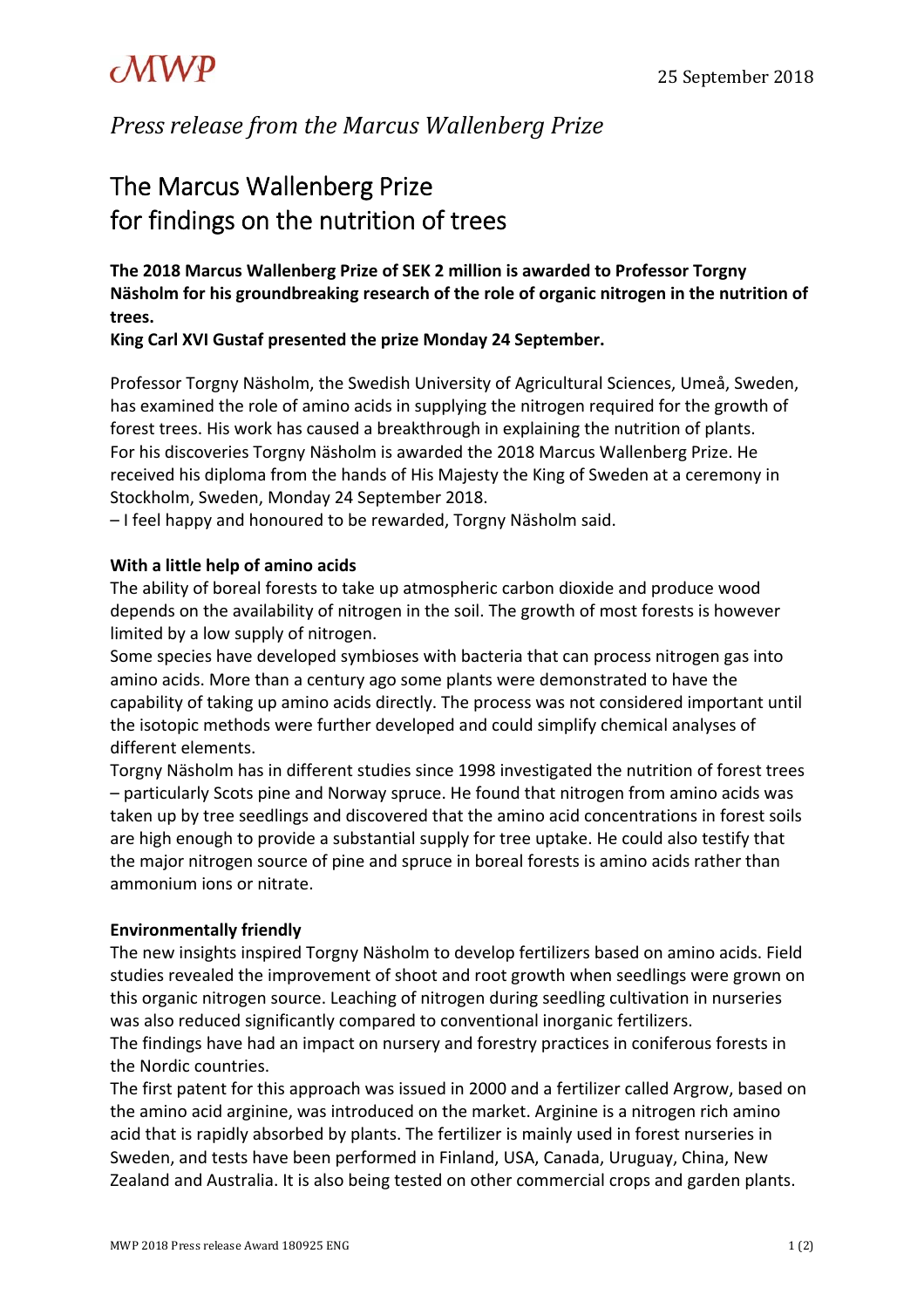MWP

25 September 2018

*Press release from the Marcus Wallenberg Prize*

# The Marcus Wallenberg Prize for findings on the nutrition of trees

**The 2018 Marcus Wallenberg Prize of SEK 2 million is awarded to Professor Torgny Näsholm for his groundbreaking research of the role of organic nitrogen in the nutrition of trees.**
**King Carl XVI Gustaf presented the prize Monday 24 September.**

Professor Torgny Näsholm, the Swedish University of Agricultural Sciences, Umeå, Sweden, has examined the role of amino acids in supplying the nitrogen required for the growth of forest trees. His work has caused a breakthrough in explaining the nutrition of plants.
For his discoveries Torgny Näsholm is awarded the 2018 Marcus Wallenberg Prize. He received his diploma from the hands of His Majesty the King of Sweden at a ceremony in Stockholm, Sweden, Monday 24 September 2018.
– I feel happy and honoured to be rewarded, Torgny Näsholm said.

**With a little help of amino acids**
The ability of boreal forests to take up atmospheric carbon dioxide and produce wood depends on the availability of nitrogen in the soil. The growth of most forests is however limited by a low supply of nitrogen.
Some species have developed symbioses with bacteria that can process nitrogen gas into amino acids. More than a century ago some plants were demonstrated to have the capability of taking up amino acids directly. The process was not considered important until the isotopic methods were further developed and could simplify chemical analyses of different elements.
Torgny Näsholm has in different studies since 1998 investigated the nutrition of forest trees – particularly Scots pine and Norway spruce. He found that nitrogen from amino acids was taken up by tree seedlings and discovered that the amino acid concentrations in forest soils are high enough to provide a substantial supply for tree uptake. He could also testify that the major nitrogen source of pine and spruce in boreal forests is amino acids rather than ammonium ions or nitrate.

**Environmentally friendly**
The new insights inspired Torgny Näsholm to develop fertilizers based on amino acids. Field studies revealed the improvement of shoot and root growth when seedlings were grown on this organic nitrogen source. Leaching of nitrogen during seedling cultivation in nurseries was also reduced significantly compared to conventional inorganic fertilizers.
The findings have had an impact on nursery and forestry practices in coniferous forests in the Nordic countries.
The first patent for this approach was issued in 2000 and a fertilizer called Argrow, based on the amino acid arginine, was introduced on the market. Arginine is a nitrogen rich amino acid that is rapidly absorbed by plants. The fertilizer is mainly used in forest nurseries in Sweden, and tests have been performed in Finland, USA, Canada, Uruguay, China, New Zealand and Australia. It is also being tested on other commercial crops and garden plants.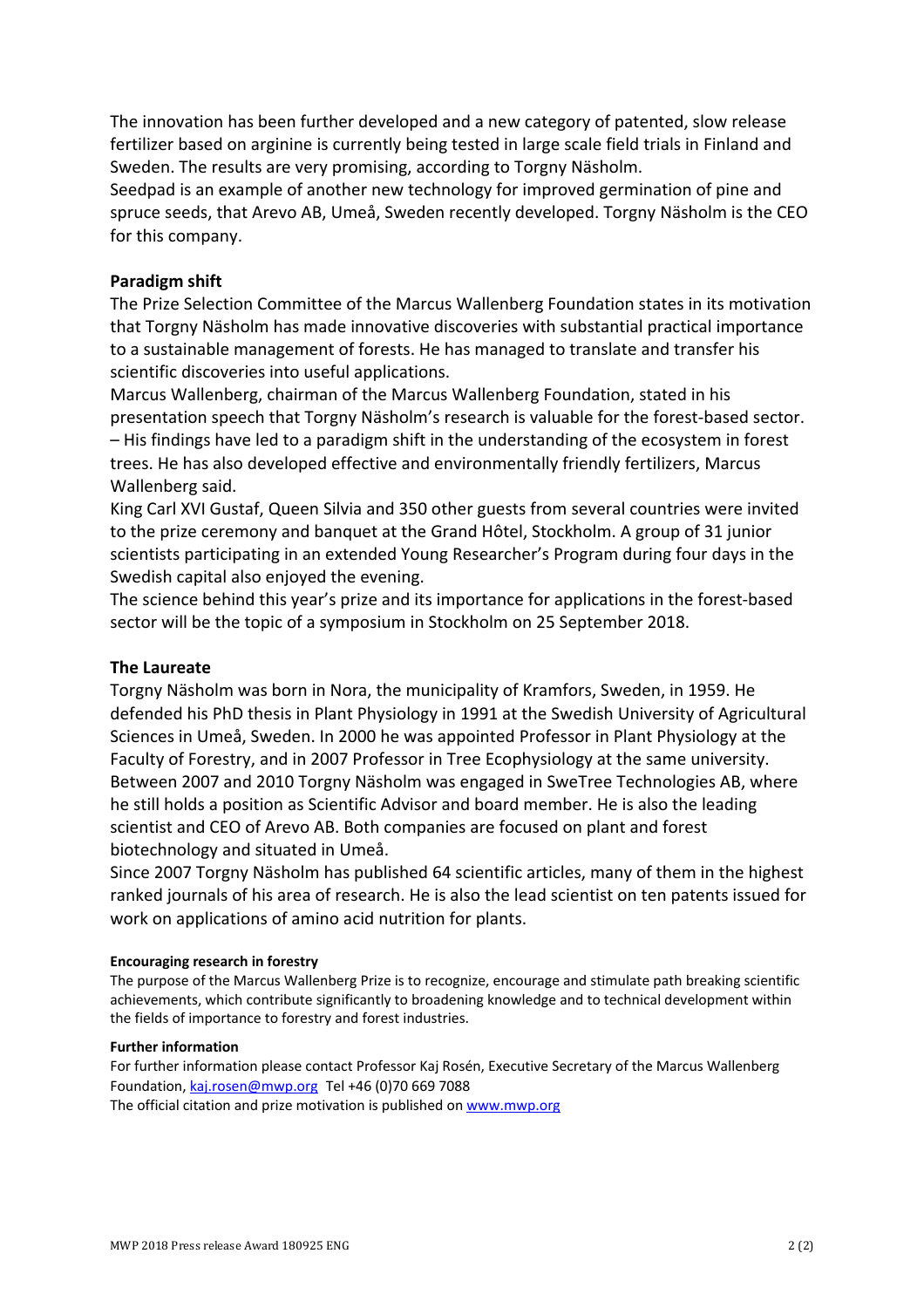The innovation has been further developed and a new category of patented, slow release fertilizer based on arginine is currently being tested in large scale field trials in Finland and Sweden. The results are very promising, according to Torgny Näsholm.
Seedpad is an example of another new technology for improved germination of pine and spruce seeds, that Arevo AB, Umeå, Sweden recently developed. Torgny Näsholm is the CEO for this company.

## Paradigm shift

The Prize Selection Committee of the Marcus Wallenberg Foundation states in its motivation that Torgny Näsholm has made innovative discoveries with substantial practical importance to a sustainable management of forests. He has managed to translate and transfer his scientific discoveries into useful applications.
Marcus Wallenberg, chairman of the Marcus Wallenberg Foundation, stated in his presentation speech that Torgny Näsholm's research is valuable for the forest-based sector.
– His findings have led to a paradigm shift in the understanding of the ecosystem in forest trees. He has also developed effective and environmentally friendly fertilizers, Marcus Wallenberg said.
King Carl XVI Gustaf, Queen Silvia and 350 other guests from several countries were invited to the prize ceremony and banquet at the Grand Hôtel, Stockholm. A group of 31 junior scientists participating in an extended Young Researcher's Program during four days in the Swedish capital also enjoyed the evening.
The science behind this year's prize and its importance for applications in the forest-based sector will be the topic of a symposium in Stockholm on 25 September 2018.

## The Laureate

Torgny Näsholm was born in Nora, the municipality of Kramfors, Sweden, in 1959. He defended his PhD thesis in Plant Physiology in 1991 at the Swedish University of Agricultural Sciences in Umeå, Sweden. In 2000 he was appointed Professor in Plant Physiology at the Faculty of Forestry, and in 2007 Professor in Tree Ecophysiology at the same university. Between 2007 and 2010 Torgny Näsholm was engaged in SweTree Technologies AB, where he still holds a position as Scientific Advisor and board member. He is also the leading scientist and CEO of Arevo AB. Both companies are focused on plant and forest biotechnology and situated in Umeå.
Since 2007 Torgny Näsholm has published 64 scientific articles, many of them in the highest ranked journals of his area of research. He is also the lead scientist on ten patents issued for work on applications of amino acid nutrition for plants.

#### Encouraging research in forestry

The purpose of the Marcus Wallenberg Prize is to recognize, encourage and stimulate path breaking scientific achievements, which contribute significantly to broadening knowledge and to technical development within the fields of importance to forestry and forest industries.

#### Further information

For further information please contact Professor Kaj Rosén, Executive Secretary of the Marcus Wallenberg Foundation, kaj.rosen@mwp.org Tel +46 (0)70 669 7088
The official citation and prize motivation is published on www.mwp.org